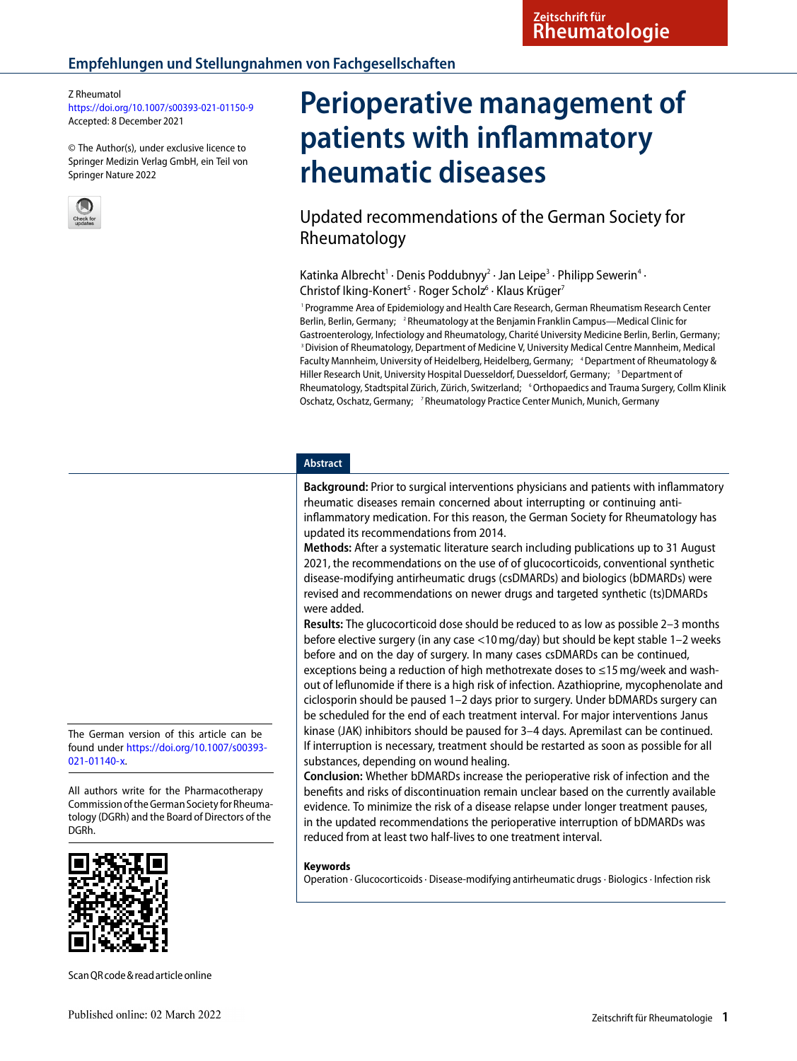Empfehlungen und Stellungnahmen von Fachgesellschaften

Z Rheumatol
https://doi.org/10.1007/s00393-021-01150-9
Accepted: 8 December 2021

© The Author(s), under exclusive licence to Springer Medizin Verlag GmbH, ein Teil von Springer Nature 2022

# Perioperative management of patients with inflammatory rheumatic diseases

## Updated recommendations of the German Society for Rheumatology

Katinka Albrecht[1] · Denis Poddubnyy[2] · Jan Leipe[3] · Philipp Sewerin[4] · Christof Iking-Konert[5] · Roger Scholz[6] · Klaus Krüger[7]

[1] Programme Area of Epidemiology and Health Care Research, German Rheumatism Research Center Berlin, Berlin, Germany; [2] Rheumatology at the Benjamin Franklin Campus—Medical Clinic for Gastroenterology, Infectiology and Rheumatology, Charité University Medicine Berlin, Berlin, Germany; [3] Division of Rheumatology, Department of Medicine V, University Medical Centre Mannheim, Medical Faculty Mannheim, University of Heidelberg, Heidelberg, Germany; [4] Department of Rheumatology & Hiller Research Unit, University Hospital Duesseldorf, Duesseldorf, Germany; [5] Department of Rheumatology, Stadtspital Zürich, Zürich, Switzerland; [6] Orthopaedics and Trauma Surgery, Collm Klinik Oschatz, Oschatz, Germany; [7] Rheumatology Practice Center Munich, Munich, Germany

The German version of this article can be found under https://doi.org/10.1007/s00393-021-01140-x.

All authors write for the Pharmacotherapy Commission of the German Society for Rheumatology (DGRh) and the Board of Directors of the DGRh.

Scan QR code & read article online

### Abstract

**Background:** Prior to surgical interventions physicians and patients with inflammatory rheumatic diseases remain concerned about interrupting or continuing anti-inflammatory medication. For this reason, the German Society for Rheumatology has updated its recommendations from 2014.

**Methods:** After a systematic literature search including publications up to 31 August 2021, the recommendations on the use of of glucocorticoids, conventional synthetic disease-modifying antirheumatic drugs (csDMARDs) and biologics (bDMARDs) were revised and recommendations on newer drugs and targeted synthetic (ts)DMARDs were added.

**Results:** The glucocorticoid dose should be reduced to as low as possible 2–3 months before elective surgery (in any case <10 mg/day) but should be kept stable 1–2 weeks before and on the day of surgery. In many cases csDMARDs can be continued, exceptions being a reduction of high methotrexate doses to ≤15 mg/week and wash-out of leflunomide if there is a high risk of infection. Azathioprine, mycophenolate and ciclosporin should be paused 1–2 days prior to surgery. Under bDMARDs surgery can be scheduled for the end of each treatment interval. For major interventions Janus kinase (JAK) inhibitors should be paused for 3–4 days. Apremilast can be continued. If interruption is necessary, treatment should be restarted as soon as possible for all substances, depending on wound healing.

**Conclusion:** Whether bDMARDs increase the perioperative risk of infection and the benefits and risks of discontinuation remain unclear based on the currently available evidence. To minimize the risk of a disease relapse under longer treatment pauses, in the updated recommendations the perioperative interruption of bDMARDs was reduced from at least two half-lives to one treatment interval.

**Keywords**

Operation · Glucocorticoids · Disease-modifying antirheumatic drugs · Biologics · Infection risk

Published online: 02 March 2022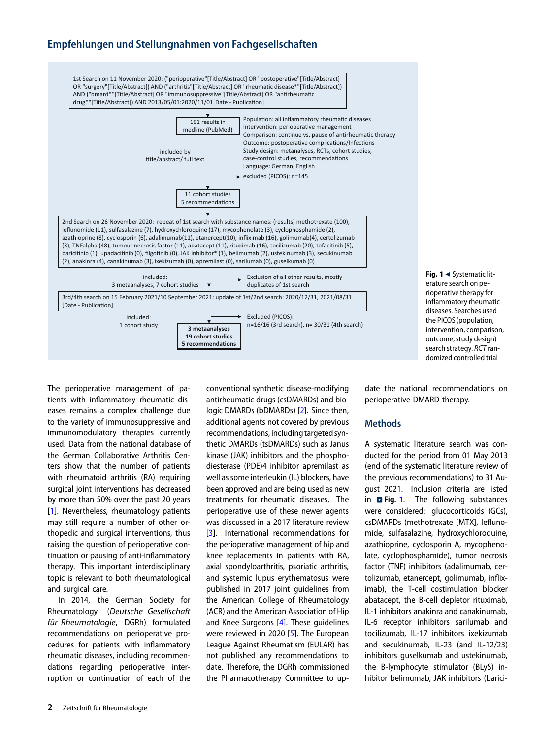1st Search on 11 November 2020: ("perioperative"[Title/Abstract] OR "postoperative"[Title/Abstract] OR "surgery"[Title/Abstract]) AND ("arthritis"[Title/Abstract] OR "rheumatic disease*"[Title/Abstract]) AND ("dmard*"[Title/Abstract] OR "immunosuppressive"[Title/Abstract] OR "antirheumatic drug*"[Title/Abstract]) AND 2013/05/01:2020/11/01[Date - Publication]

161 results in medline (PubMed)

Population: all inflammatory rheumatic diseases
Intervention: perioperative management
Comparison: continue vs. pause of antirheumatic therapy
Outcome: postoperative complications/Infections
Study design: metanalyses, RCTs, cohort studies, case-control studies, recommendations
Language: German, English

included by title/abstract/ full text

excluded (PICOS): n=145

11 cohort studies
5 recommendations

2nd Search on 26 November 2020: repeat of 1st search with substance names: (results) methotrexate (100), leflunomide (11), sulfasalazine (7), hydroxychloroquine (17), mycophenolate (3), cyclophosphamide (2), azathioprine (8), cyclosporin (6), adalimumab(11), etanercept(10), infliximab (16), golimumab(4), certolizumab (3), TNFalpha (48), tumour necrosis factor (11), abatacept (11), rituximab (16), tocilizumab (20), tofacitinib (5), baricitinib (1), upadacitinib (0), filgotinib (0), JAK inhibitor* (1), belimumab (2), ustekinumab (3), secukinumab (2), anakinra (4), canakinumab (3), ixekizumab (0), apremilast (0), sarilumab (0), guselkumab (0)

included: 3 metaanalyses, 7 cohort studies

Exclusion of all other results, mostly duplicates of 1st search

3rd/4th search on 15 February 2021/10 September 2021: update of 1st/2nd search: 2020/12/31, 2021/08/31 [Date - Publication].

included: 1 cohort study

Excluded (PICOS): n=16/16 (3rd search), n= 30/31 (4th search)

**3 metaanalyses**
**19 cohort studies**
**5 recommendations**

**Fig. 1** ◄ Systematic literature search on perioperative therapy for inflammatory rheumatic diseases. Searches used the PICOS (population, intervention, comparison, outcome, study design) search strategy. *RCT* randomized controlled trial

The perioperative management of patients with inflammatory rheumatic diseases remains a complex challenge due to the variety of immunosuppressive and immunomodulatory therapies currently used. Data from the national database of the German Collaborative Arthritis Centers show that the number of patients with rheumatoid arthritis (RA) requiring surgical joint interventions has decreased by more than 50% over the past 20 years [1]. Nevertheless, rheumatology patients may still require a number of other orthopedic and surgical interventions, thus raising the question of perioperative continuation or pausing of anti-inflammatory therapy. This important interdisciplinary topic is relevant to both rheumatological and surgical care.

In 2014, the German Society for Rheumatology (*Deutsche Gesellschaft für Rheumatologie*, DGRh) formulated recommendations on perioperative procedures for patients with inflammatory rheumatic diseases, including recommendations regarding perioperative interruption or continuation of each of the conventional synthetic disease-modifying antirheumatic drugs (csDMARDs) and biologic DMARDs (bDMARDs) [2]. Since then, additional agents not covered by previous recommendations, including targeted synthetic DMARDs (tsDMARDs) such as Janus kinase (JAK) inhibitors and the phosphodiesterase (PDE)4 inhibitor apremilast as well as some interleukin (IL) blockers, have been approved and are being used as new treatments for rheumatic diseases. The perioperative use of these newer agents was discussed in a 2017 literature review [3]. International recommendations for the perioperative management of hip and knee replacements in patients with RA, axial spondyloarthritis, psoriatic arthritis, and systemic lupus erythematosus were published in 2017 joint guidelines from the American College of Rheumatology (ACR) and the American Association of Hip and Knee Surgeons [4]. These guidelines were reviewed in 2020 [5]. The European League Against Rheumatism (EULAR) has not published any recommendations to date. Therefore, the DGRh commissioned the Pharmacotherapy Committee to update the national recommendations on perioperative DMARD therapy.

## Methods

A systematic literature search was conducted for the period from 01 May 2013 (end of the systematic literature review of the previous recommendations) to 31 August 2021. Inclusion criteria are listed in **Fig. 1**. The following substances were considered: glucocorticoids (GCs), csDMARDs (methotrexate [MTX], leflunomide, sulfasalazine, hydroxychloroquine, azathioprine, cyclosporin A, mycophenolate, cyclophosphamide), tumor necrosis factor (TNF) inhibitors (adalimumab, certolizumab, etanercept, golimumab, infliximab), the T-cell costimulation blocker abatacept, the B-cell depletor rituximab, IL-1 inhibitors anakinra and canakinumab, IL-6 receptor inhibitors sarilumab and tocilizumab, IL-17 inhibitors ixekizumab and secukinumab, IL-23 (and IL-12/23) inhibitors guselkumab and ustekinumab, the B-lymphocyte stimulator (BLyS) inhibitor belimumab, JAK inhibitors (barici-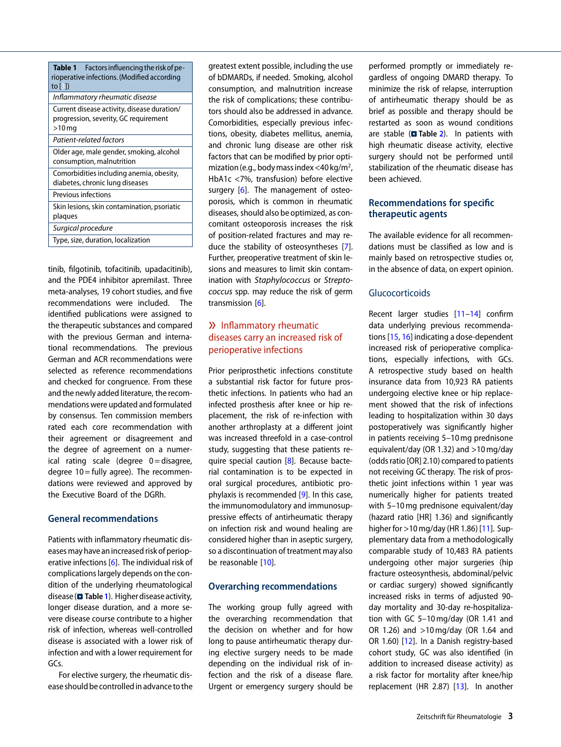**Table 1** Factors influencing the risk of perioperative infections. (Modified according to [ ])

| |
|---|
| *Inflammatory rheumatic disease* |
| Current disease activity, disease duration/progression, severity, GC requirement >10 mg |
| *Patient-related factors* |
| Older age, male gender, smoking, alcohol consumption, malnutrition |
| Comorbidities including anemia, obesity, diabetes, chronic lung diseases |
| Previous infections |
| Skin lesions, skin contamination, psoriatic plaques |
| *Surgical procedure* |
| Type, size, duration, localization |

tinib, filgotinib, tofacitinib, upadacitinib), and the PDE4 inhibitor apremilast. Three meta-analyses, 19 cohort studies, and five recommendations were included. The identified publications were assigned to the therapeutic substances and compared with the previous German and international recommendations. The previous German and ACR recommendations were selected as reference recommendations and checked for congruence. From these and the newly added literature, the recommendations were updated and formulated by consensus. Ten commission members rated each core recommendation with their agreement or disagreement and the degree of agreement on a numerical rating scale (degree 0 = disagree, degree 10 = fully agree). The recommendations were reviewed and approved by the Executive Board of the DGRh.

## General recommendations

Patients with inflammatory rheumatic diseases may have an increased risk of perioperative infections [6]. The individual risk of complications largely depends on the condition of the underlying rheumatological disease (Table 1). Higher disease activity, longer disease duration, and a more severe disease course contribute to a higher risk of infection, whereas well-controlled disease is associated with a lower risk of infection and with a lower requirement for GCs.

For elective surgery, the rheumatic disease should be controlled in advance to the greatest extent possible, including the use of bDMARDs, if needed. Smoking, alcohol consumption, and malnutrition increase the risk of complications; these contributors should also be addressed in advance. Comorbidities, especially previous infections, obesity, diabetes mellitus, anemia, and chronic lung disease are other risk factors that can be modified by prior optimization (e.g., body mass index <40 kg/m², HbA1c <7%, transfusion) before elective surgery [6]. The management of osteoporosis, which is common in rheumatic diseases, should also be optimized, as concomitant osteoporosis increases the risk of position-related fractures and may reduce the stability of osteosyntheses [7]. Further, preoperative treatment of skin lesions and measures to limit skin contamination with *Staphylococcus* or *Streptococcus* spp. may reduce the risk of germ transmission [6].

> Inflammatory rheumatic diseases carry an increased risk of perioperative infections

Prior periprosthetic infections constitute a substantial risk factor for future prosthetic infections. In patients who had an infected prosthesis after knee or hip replacement, the risk of re-infection with another arthroplasty at a different joint was increased threefold in a case-control study, suggesting that these patients require special caution [8]. Because bacterial contamination is to be expected in oral surgical procedures, antibiotic prophylaxis is recommended [9]. In this case, the immunomodulatory and immunosuppressive effects of antirheumatic therapy on infection risk and wound healing are considered higher than in aseptic surgery, so a discontinuation of treatment may also be reasonable [10].

## Overarching recommendations

The working group fully agreed with the overarching recommendation that the decision on whether and for how long to pause antirheumatic therapy during elective surgery needs to be made depending on the individual risk of infection and the risk of a disease flare. Urgent or emergency surgery should be performed promptly or immediately regardless of ongoing DMARD therapy. To minimize the risk of relapse, interruption of antirheumatic therapy should be as brief as possible and therapy should be restarted as soon as wound conditions are stable (Table 2). In patients with high rheumatic disease activity, elective surgery should not be performed until stabilization of the rheumatic disease has been achieved.

## Recommendations for specific therapeutic agents

The available evidence for all recommendations must be classified as low and is mainly based on retrospective studies or, in the absence of data, on expert opinion.

### Glucocorticoids

Recent larger studies [11–14] confirm data underlying previous recommendations [15, 16] indicating a dose-dependent increased risk of perioperative complications, especially infections, with GCs. A retrospective study based on health insurance data from 10,923 RA patients undergoing elective knee or hip replacement showed that the risk of infections leading to hospitalization within 30 days postoperatively was significantly higher in patients receiving 5–10 mg prednisone equivalent/day (OR 1.32) and >10 mg/day (odds ratio [OR] 2.10) compared to patients not receiving GC therapy. The risk of prosthetic joint infections within 1 year was numerically higher for patients treated with 5–10 mg prednisone equivalent/day (hazard ratio [HR] 1.36) and significantly higher for >10 mg/day (HR 1.86) [11]. Supplementary data from a methodologically comparable study of 10,483 RA patients undergoing other major surgeries (hip fracture osteosynthesis, abdominal/pelvic or cardiac surgery) showed significantly increased risks in terms of adjusted 90-day mortality and 30-day re-hospitalization with GC 5–10 mg/day (OR 1.41 and OR 1.26) and >10 mg/day (OR 1.64 and OR 1.60) [12]. In a Danish registry-based cohort study, GC was also identified (in addition to increased disease activity) as a risk factor for mortality after knee/hip replacement (HR 2.87) [13]. In another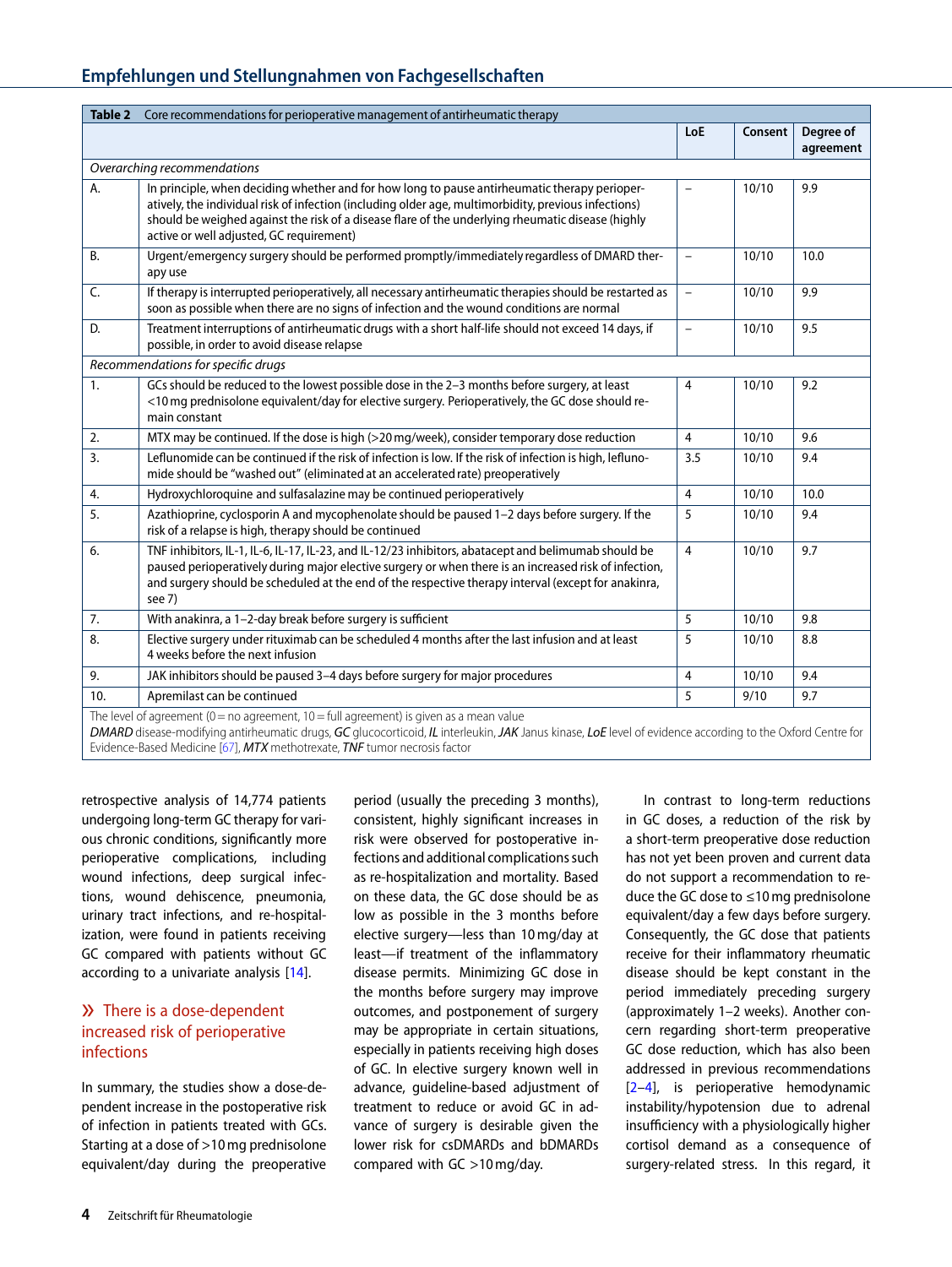**Table 2** Core recommendations for perioperative management of antirheumatic therapy

| | | LoE | Consent | Degree of agreement |
|---|---|---|---|---|
| *Overarching recommendations* | | | | |
| A. | In principle, when deciding whether and for how long to pause antirheumatic therapy perioperatively, the individual risk of infection (including older age, multimorbidity, previous infections) should be weighed against the risk of a disease flare of the underlying rheumatic disease (highly active or well adjusted, GC requirement) | – | 10/10 | 9.9 |
| B. | Urgent/emergency surgery should be performed promptly/immediately regardless of DMARD therapy use | – | 10/10 | 10.0 |
| C. | If therapy is interrupted perioperatively, all necessary antirheumatic therapies should be restarted as soon as possible when there are no signs of infection and the wound conditions are normal | – | 10/10 | 9.9 |
| D. | Treatment interruptions of antirheumatic drugs with a short half-life should not exceed 14 days, if possible, in order to avoid disease relapse | – | 10/10 | 9.5 |
| *Recommendations for specific drugs* | | | | |
| 1. | GCs should be reduced to the lowest possible dose in the 2–3 months before surgery, at least <10 mg prednisolone equivalent/day for elective surgery. Perioperatively, the GC dose should remain constant | 4 | 10/10 | 9.2 |
| 2. | MTX may be continued. If the dose is high (>20 mg/week), consider temporary dose reduction | 4 | 10/10 | 9.6 |
| 3. | Leflunomide can be continued if the risk of infection is low. If the risk of infection is high, leflunomide should be "washed out" (eliminated at an accelerated rate) preoperatively | 3.5 | 10/10 | 9.4 |
| 4. | Hydroxychloroquine and sulfasalazine may be continued perioperatively | 4 | 10/10 | 10.0 |
| 5. | Azathioprine, cyclosporin A and mycophenolate should be paused 1–2 days before surgery. If the risk of a relapse is high, therapy should be continued | 5 | 10/10 | 9.4 |
| 6. | TNF inhibitors, IL-1, IL-6, IL-17, IL-23, and IL-12/23 inhibitors, abatacept and belimumab should be paused perioperatively during major elective surgery or when there is an increased risk of infection, and surgery should be scheduled at the end of the respective therapy interval (except for anakinra, see 7) | 4 | 10/10 | 9.7 |
| 7. | With anakinra, a 1–2-day break before surgery is sufficient | 5 | 10/10 | 9.8 |
| 8. | Elective surgery under rituximab can be scheduled 4 months after the last infusion and at least 4 weeks before the next infusion | 5 | 10/10 | 8.8 |
| 9. | JAK inhibitors should be paused 3–4 days before surgery for major procedures | 4 | 10/10 | 9.4 |
| 10. | Apremilast can be continued | 5 | 9/10 | 9.7 |

The level of agreement (0 = no agreement, 10 = full agreement) is given as a mean value
*DMARD* disease-modifying antirheumatic drugs, *GC* glucocorticoid, *IL* interleukin, *JAK* Janus kinase, *LoE* level of evidence according to the Oxford Centre for Evidence-Based Medicine [67], *MTX* methotrexate, *TNF* tumor necrosis factor

retrospective analysis of 14,774 patients undergoing long-term GC therapy for various chronic conditions, significantly more perioperative complications, including wound infections, deep surgical infections, wound dehiscence, pneumonia, urinary tract infections, and re-hospitalization, were found in patients receiving GC compared with patients without GC according to a univariate analysis [14].

> There is a dose-dependent increased risk of perioperative infections

In summary, the studies show a dose-dependent increase in the postoperative risk of infection in patients treated with GCs. Starting at a dose of >10 mg prednisolone equivalent/day during the preoperative period (usually the preceding 3 months), consistent, highly significant increases in risk were observed for postoperative infections and additional complications such as re-hospitalization and mortality. Based on these data, the GC dose should be as low as possible in the 3 months before elective surgery—less than 10 mg/day at least—if treatment of the inflammatory disease permits. Minimizing GC dose in the months before surgery may improve outcomes, and postponement of surgery may be appropriate in certain situations, especially in patients receiving high doses of GC. In elective surgery known well in advance, guideline-based adjustment of treatment to reduce or avoid GC in advance of surgery is desirable given the lower risk for csDMARDs and bDMARDs compared with GC >10 mg/day.

In contrast to long-term reductions in GC doses, a reduction of the risk by a short-term preoperative dose reduction has not yet been proven and current data do not support a recommendation to reduce the GC dose to ≤10 mg prednisolone equivalent/day a few days before surgery. Consequently, the GC dose that patients receive for their inflammatory rheumatic disease should be kept constant in the period immediately preceding surgery (approximately 1–2 weeks). Another concern regarding short-term preoperative GC dose reduction, which has also been addressed in previous recommendations [2–4], is perioperative hemodynamic instability/hypotension due to adrenal insufficiency with a physiologically higher cortisol demand as a consequence of surgery-related stress. In this regard, it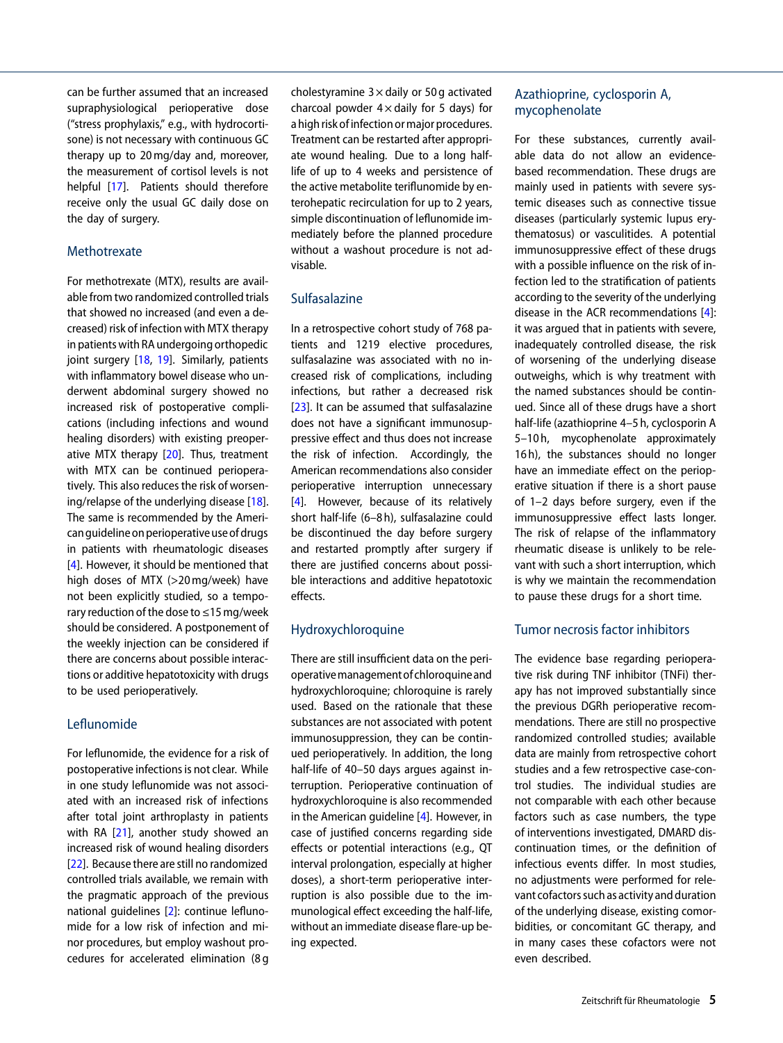can be further assumed that an increased supraphysiological perioperative dose ("stress prophylaxis," e.g., with hydrocortisone) is not necessary with continuous GC therapy up to 20 mg/day and, moreover, the measurement of cortisol levels is not helpful [17]. Patients should therefore receive only the usual GC daily dose on the day of surgery.

## Methotrexate

For methotrexate (MTX), results are available from two randomized controlled trials that showed no increased (and even a decreased) risk of infection with MTX therapy in patients with RA undergoing orthopedic joint surgery [18, 19]. Similarly, patients with inflammatory bowel disease who underwent abdominal surgery showed no increased risk of postoperative complications (including infections and wound healing disorders) with existing preoperative MTX therapy [20]. Thus, treatment with MTX can be continued perioperatively. This also reduces the risk of worsening/relapse of the underlying disease [18]. The same is recommended by the American guideline on perioperative use of drugs in patients with rheumatologic diseases [4]. However, it should be mentioned that high doses of MTX (>20 mg/week) have not been explicitly studied, so a temporary reduction of the dose to ≤15 mg/week should be considered. A postponement of the weekly injection can be considered if there are concerns about possible interactions or additional hepatotoxicity with drugs to be used perioperatively.

## Leflunomide

For leflunomide, the evidence for a risk of postoperative infections is not clear. While in one study leflunomide was not associated with an increased risk of infections after total joint arthroplasty in patients with RA [21], another study showed an increased risk of wound healing disorders [22]. Because there are still no randomized controlled trials available, we remain with the pragmatic approach of the previous national guidelines [2]: continue leflunomide for a low risk of infection and minor procedures, but employ washout procedures for accelerated elimination (8 g cholestyramine 3 × daily or 50 g activated charcoal powder 4 × daily for 5 days) for a high risk of infection or major procedures. Treatment can be restarted after appropriate wound healing. Due to a long half-life of up to 4 weeks and persistence of the active metabolite teriflunomide by enterohepatic recirculation for up to 2 years, simple discontinuation of leflunomide immediately before the planned procedure without a washout procedure is not advisable.

## Sulfasalazine

In a retrospective cohort study of 768 patients and 1219 elective procedures, sulfasalazine was associated with no increased risk of complications, including infections, but rather a decreased risk [23]. It can be assumed that sulfasalazine does not have a significant immunosuppressive effect and thus does not increase the risk of infection. Accordingly, the American recommendations also consider perioperative interruption unnecessary [4]. However, because of its relatively short half-life (6–8 h), sulfasalazine could be discontinued the day before surgery and restarted promptly after surgery if there are justified concerns about possible interactions and additive hepatotoxic effects.

## Hydroxychloroquine

There are still insufficient data on the perioperative management of chloroquine and hydroxychloroquine; chloroquine is rarely used. Based on the rationale that these substances are not associated with potent immunosuppression, they can be continued perioperatively. In addition, the long half-life of 40–50 days argues against interruption. Perioperative continuation of hydroxychloroquine is also recommended in the American guideline [4]. However, in case of justified concerns regarding side effects or potential interactions (e.g., QT interval prolongation, especially at higher doses), a short-term perioperative interruption is also possible due to the immunological effect exceeding the half-life, without an immediate disease flare-up being expected.

## Azathioprine, cyclosporin A, mycophenolate

For these substances, currently available data do not allow an evidence-based recommendation. These drugs are mainly used in patients with severe systemic diseases such as connective tissue diseases (particularly systemic lupus erythematosus) or vasculitides. A potential immunosuppressive effect of these drugs with a possible influence on the risk of infection led to the stratification of patients according to the severity of the underlying disease in the ACR recommendations [4]: it was argued that in patients with severe, inadequately controlled disease, the risk of worsening of the underlying disease outweighs, which is why treatment with the named substances should be continued. Since all of these drugs have a short half-life (azathioprine 4–5 h, cyclosporin A 5–10 h, mycophenolate approximately 16 h), the substances should no longer have an immediate effect on the perioperative situation if there is a short pause of 1–2 days before surgery, even if the immunosuppressive effect lasts longer. The risk of relapse of the inflammatory rheumatic disease is unlikely to be relevant with such a short interruption, which is why we maintain the recommendation to pause these drugs for a short time.

## Tumor necrosis factor inhibitors

The evidence base regarding perioperative risk during TNF inhibitor (TNFi) therapy has not improved substantially since the previous DGRh perioperative recommendations. There are still no prospective randomized controlled studies; available data are mainly from retrospective cohort studies and a few retrospective case-control studies. The individual studies are not comparable with each other because factors such as case numbers, the type of interventions investigated, DMARD discontinuation times, or the definition of infectious events differ. In most studies, no adjustments were performed for relevant cofactors such as activity and duration of the underlying disease, existing comorbidities, or concomitant GC therapy, and in many cases these cofactors were not even described.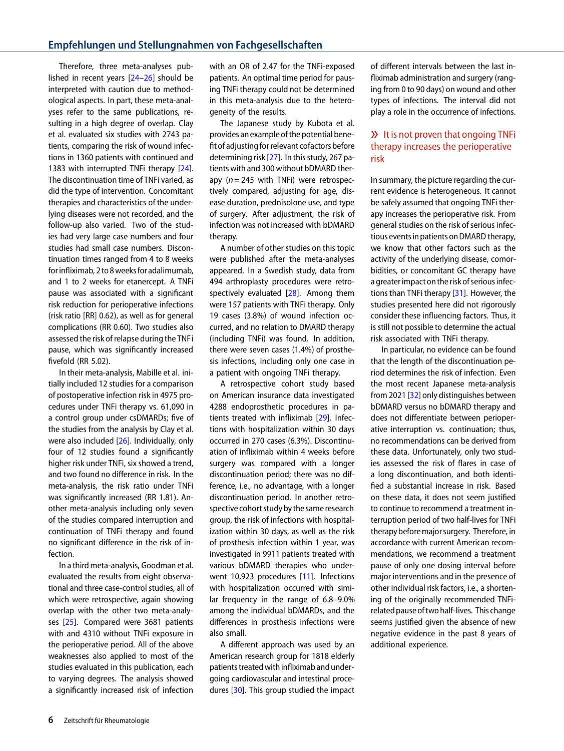Therefore, three meta-analyses published in recent years [24–26] should be interpreted with caution due to methodological aspects. In part, these meta-analyses refer to the same publications, resulting in a high degree of overlap. Clay et al. evaluated six studies with 2743 patients, comparing the risk of wound infections in 1360 patients with continued and 1383 with interrupted TNFi therapy [24]. The discontinuation time of TNFi varied, as did the type of intervention. Concomitant therapies and characteristics of the underlying diseases were not recorded, and the follow-up also varied. Two of the studies had very large case numbers and four studies had small case numbers. Discontinuation times ranged from 4 to 8 weeks for infliximab, 2 to 8 weeks for adalimumab, and 1 to 2 weeks for etanercept. A TNFi pause was associated with a significant risk reduction for perioperative infections (risk ratio [RR] 0.62), as well as for general complications (RR 0.60). Two studies also assessed the risk of relapse during the TNFi pause, which was significantly increased fivefold (RR 5.02).

In their meta-analysis, Mabille et al. initially included 12 studies for a comparison of postoperative infection risk in 4975 procedures under TNFi therapy vs. 61,090 in a control group under csDMARDs; five of the studies from the analysis by Clay et al. were also included [26]. Individually, only four of 12 studies found a significantly higher risk under TNFi, six showed a trend, and two found no difference in risk. In the meta-analysis, the risk ratio under TNFi was significantly increased (RR 1.81). Another meta-analysis including only seven of the studies compared interruption and continuation of TNFi therapy and found no significant difference in the risk of infection.

In a third meta-analysis, Goodman et al. evaluated the results from eight observational and three case-control studies, all of which were retrospective, again showing overlap with the other two meta-analyses [25]. Compared were 3681 patients with and 4310 without TNFi exposure in the perioperative period. All of the above weaknesses also applied to most of the studies evaluated in this publication, each to varying degrees. The analysis showed a significantly increased risk of infection with an OR of 2.47 for the TNFi-exposed patients. An optimal time period for pausing TNFi therapy could not be determined in this meta-analysis due to the heterogeneity of the results.

The Japanese study by Kubota et al. provides an example of the potential benefit of adjusting for relevant cofactors before determining risk [27]. In this study, 267 patients with and 300 without bDMARD therapy ($n = 245$ with TNFi) were retrospectively compared, adjusting for age, disease duration, prednisolone use, and type of surgery. After adjustment, the risk of infection was not increased with bDMARD therapy.

A number of other studies on this topic were published after the meta-analyses appeared. In a Swedish study, data from 494 arthroplasty procedures were retrospectively evaluated [28]. Among them were 157 patients with TNFi therapy. Only 19 cases (3.8%) of wound infection occurred, and no relation to DMARD therapy (including TNFi) was found. In addition, there were seven cases (1.4%) of prosthesis infections, including only one case in a patient with ongoing TNFi therapy.

A retrospective cohort study based on American insurance data investigated 4288 endoprosthetic procedures in patients treated with infliximab [29]. Infections with hospitalization within 30 days occurred in 270 cases (6.3%). Discontinuation of infliximab within 4 weeks before surgery was compared with a longer discontinuation period; there was no difference, i.e., no advantage, with a longer discontinuation period. In another retrospective cohort study by the same research group, the risk of infections with hospitalization within 30 days, as well as the risk of prosthesis infection within 1 year, was investigated in 9911 patients treated with various bDMARD therapies who underwent 10,923 procedures [11]. Infections with hospitalization occurred with similar frequency in the range of 6.8–9.0% among the individual bDMARDs, and the differences in prosthesis infections were also small.

A different approach was used by an American research group for 1818 elderly patients treated with infliximab and undergoing cardiovascular and intestinal procedures [30]. This group studied the impact of different intervals between the last infliximab administration and surgery (ranging from 0 to 90 days) on wound and other types of infections. The interval did not play a role in the occurrence of infections.

> It is not proven that ongoing TNFi therapy increases the perioperative risk

In summary, the picture regarding the current evidence is heterogeneous. It cannot be safely assumed that ongoing TNFi therapy increases the perioperative risk. From general studies on the risk of serious infectious events in patients on DMARD therapy, we know that other factors such as the activity of the underlying disease, comorbidities, or concomitant GC therapy have a greater impact on the risk of serious infections than TNFi therapy [31]. However, the studies presented here did not rigorously consider these influencing factors. Thus, it is still not possible to determine the actual risk associated with TNFi therapy.

In particular, no evidence can be found that the length of the discontinuation period determines the risk of infection. Even the most recent Japanese meta-analysis from 2021 [32] only distinguishes between bDMARD versus no bDMARD therapy and does not differentiate between perioperative interruption vs. continuation; thus, no recommendations can be derived from these data. Unfortunately, only two studies assessed the risk of flares in case of a long discontinuation, and both identified a substantial increase in risk. Based on these data, it does not seem justified to continue to recommend a treatment interruption period of two half-lives for TNFi therapy before major surgery. Therefore, in accordance with current American recommendations, we recommend a treatment pause of only one dosing interval before major interventions and in the presence of other individual risk factors, i.e., a shortening of the originally recommended TNFi-related pause of two half-lives. This change seems justified given the absence of new negative evidence in the past 8 years of additional experience.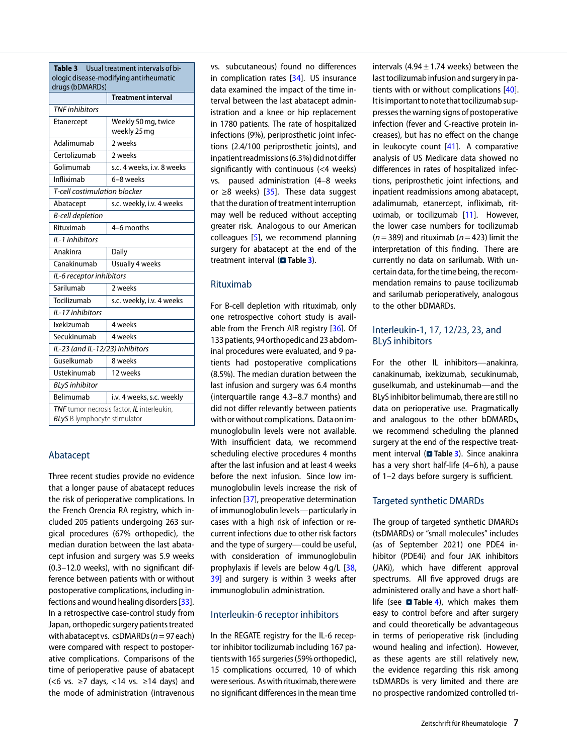**Table 3** Usual treatment intervals of biologic disease-modifying antirheumatic drugs (bDMARDs)

| | Treatment interval |
|---|---|
| *TNF inhibitors* | |
| Etanercept | Weekly 50 mg, twice weekly 25 mg |
| Adalimumab | 2 weeks |
| Certolizumab | 2 weeks |
| Golimumab | s.c. 4 weeks, i.v. 8 weeks |
| Infliximab | 6–8 weeks |
| *T-cell costimulation blocker* | |
| Abatacept | s.c. weekly, i.v. 4 weeks |
| *B-cell depletion* | |
| Rituximab | 4–6 months |
| *IL-1 inhibitors* | |
| Anakinra | Daily |
| Canakinumab | Usually 4 weeks |
| *IL-6 receptor inhibitors* | |
| Sarilumab | 2 weeks |
| Tocilizumab | s.c. weekly, i.v. 4 weeks |
| *IL-17 inhibitors* | |
| Ixekizumab | 4 weeks |
| Secukinumab | 4 weeks |
| *IL-23 (and IL-12/23) inhibitors* | |
| Guselkumab | 8 weeks |
| Ustekinumab | 12 weeks |
| *BLyS inhibitor* | |
| Belimumab | i.v. 4 weeks, s.c. weekly |

*TNF* tumor necrosis factor, *IL* interleukin, *BLyS* B lymphocyte stimulator

## Abatacept

Three recent studies provide no evidence that a longer pause of abatacept reduces the risk of perioperative complications. In the French Orencia RA registry, which included 205 patients undergoing 263 surgical procedures (67% orthopedic), the median duration between the last abatacept infusion and surgery was 5.9 weeks (0.3–12.0 weeks), with no significant difference between patients with or without postoperative complications, including infections and wound healing disorders [33]. In a retrospective case-control study from Japan, orthopedic surgery patients treated with abatacept vs. csDMARDs ($n = 97$ each) were compared with respect to postoperative complications. Comparisons of the time of perioperative pause of abatacept (<6 vs. ≥7 days, <14 vs. ≥14 days) and the mode of administration (intravenous vs. subcutaneous) found no differences in complication rates [34]. US insurance data examined the impact of the time interval between the last abatacept administration and a knee or hip replacement in 1780 patients. The rate of hospitalized infections (9%), periprosthetic joint infections (2.4/100 periprosthetic joints), and inpatient readmissions (6.3%) did not differ significantly with continuous (<4 weeks) vs. paused administration (4–8 weeks or ≥8 weeks) [35]. These data suggest that the duration of treatment interruption may well be reduced without accepting greater risk. Analogous to our American colleagues [5], we recommend planning surgery for abatacept at the end of the treatment interval (Table 3).

## Rituximab

For B-cell depletion with rituximab, only one retrospective cohort study is available from the French AIR registry [36]. Of 133 patients, 94 orthopedic and 23 abdominal procedures were evaluated, and 9 patients had postoperative complications (8.5%). The median duration between the last infusion and surgery was 6.4 months (interquartile range 4.3–8.7 months) and did not differ relevantly between patients with or without complications. Data on immunoglobulin levels were not available. With insufficient data, we recommend scheduling elective procedures 4 months after the last infusion and at least 4 weeks before the next infusion. Since low immunoglobulin levels increase the risk of infection [37], preoperative determination of immunoglobulin levels—particularly in cases with a high risk of infection or recurrent infections due to other risk factors and the type of surgery—could be useful, with consideration of immunoglobulin prophylaxis if levels are below 4 g/L [38, 39] and surgery is within 3 weeks after immunoglobulin administration.

## Interleukin-6 receptor inhibitors

In the REGATE registry for the IL-6 receptor inhibitor tocilizumab including 167 patients with 165 surgeries (59% orthopedic), 15 complications occurred, 10 of which were serious. As with rituximab, there were no significant differences in the mean time intervals (4.94 ± 1.74 weeks) between the last tocilizumab infusion and surgery in patients with or without complications [40]. It is important to note that tocilizumab suppresses the warning signs of postoperative infection (fever and C-reactive protein increases), but has no effect on the change in leukocyte count [41]. A comparative analysis of US Medicare data showed no differences in rates of hospitalized infections, periprosthetic joint infections, and inpatient readmissions among abatacept, adalimumab, etanercept, infliximab, rituximab, or tocilizumab [11]. However, the lower case numbers for tocilizumab ($n = 389$) and rituximab ($n = 423$) limit the interpretation of this finding. There are currently no data on sarilumab. With uncertain data, for the time being, the recommendation remains to pause tocilizumab and sarilumab perioperatively, analogous to the other bDMARDs.

## Interleukin-1, 17, 12/23, 23, and BLyS inhibitors

For the other IL inhibitors—anakinra, canakinumab, ixekizumab, secukinumab, guselkumab, and ustekinumab—and the BLyS inhibitor belimumab, there are still no data on perioperative use. Pragmatically and analogous to the other bDMARDs, we recommend scheduling the planned surgery at the end of the respective treatment interval (Table 3). Since anakinra has a very short half-life (4–6 h), a pause of 1–2 days before surgery is sufficient.

## Targeted synthetic DMARDs

The group of targeted synthetic DMARDs (tsDMARDs) or "small molecules" includes (as of September 2021) one PDE4 inhibitor (PDE4i) and four JAK inhibitors (JAKi), which have different approval spectrums. All five approved drugs are administered orally and have a short half-life (see Table 4), which makes them easy to control before and after surgery and could theoretically be advantageous in terms of perioperative risk (including wound healing and infection). However, as these agents are still relatively new, the evidence regarding this risk among tsDMARDs is very limited and there are no prospective randomized controlled tri-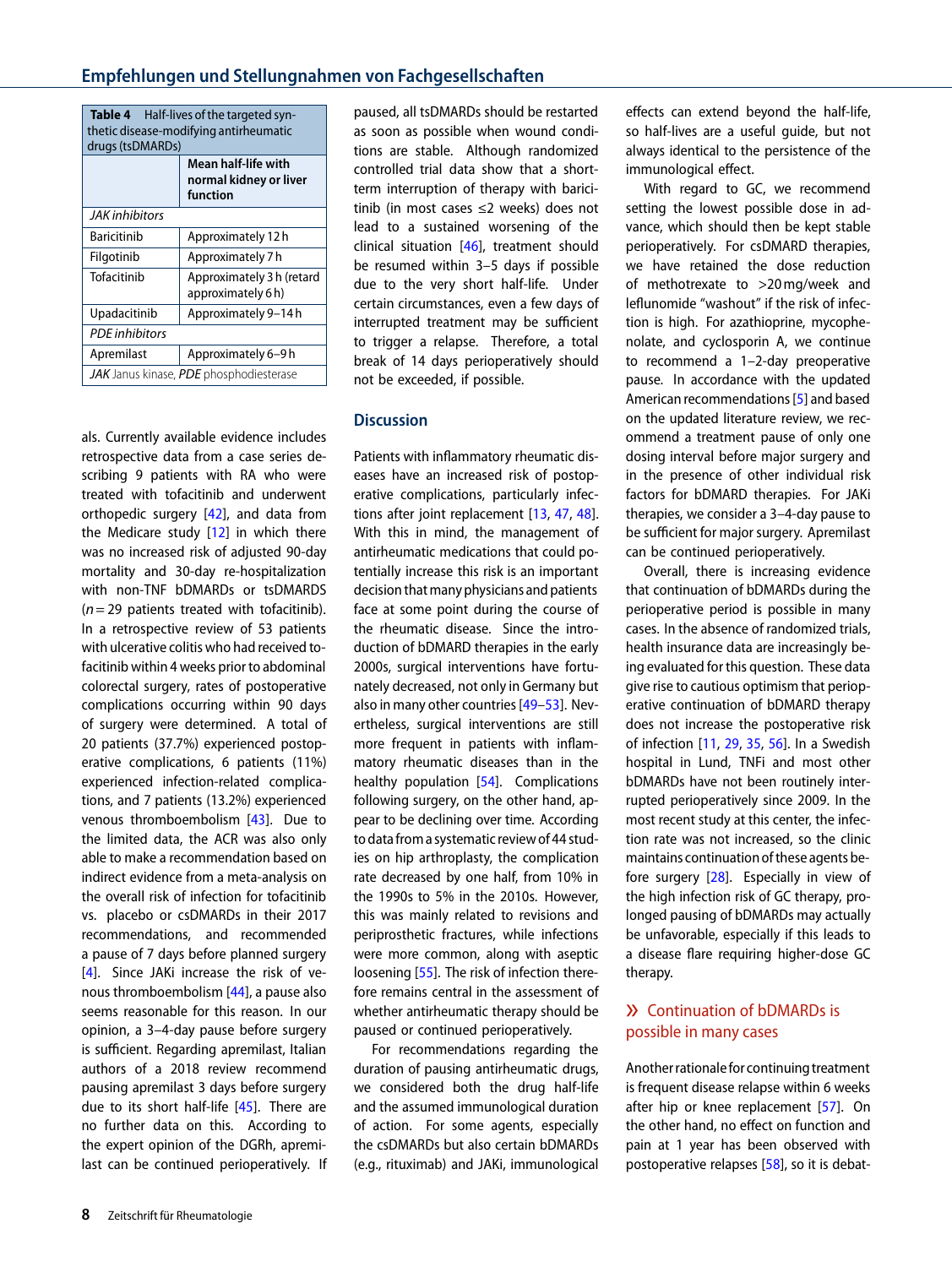**Table 4** Half-lives of the targeted synthetic disease-modifying antirheumatic drugs (tsDMARDs)

| | Mean half-life with normal kidney or liver function |
|---|---|
| *JAK inhibitors* | |
| Baricitinib | Approximately 12 h |
| Filgotinib | Approximately 7 h |
| Tofacitinib | Approximately 3 h (retard approximately 6 h) |
| Upadacitinib | Approximately 9–14 h |
| *PDE inhibitors* | |
| Apremilast | Approximately 6–9 h |

*JAK* Janus kinase, *PDE* phosphodiesterase

als. Currently available evidence includes retrospective data from a case series describing 9 patients with RA who were treated with tofacitinib and underwent orthopedic surgery [42], and data from the Medicare study [12] in which there was no increased risk of adjusted 90-day mortality and 30-day re-hospitalization with non-TNF bDMARDs or tsDMARDS ($n = 29$ patients treated with tofacitinib). In a retrospective review of 53 patients with ulcerative colitis who had received tofacitinib within 4 weeks prior to abdominal colorectal surgery, rates of postoperative complications occurring within 90 days of surgery were determined. A total of 20 patients (37.7%) experienced postoperative complications, 6 patients (11%) experienced infection-related complications, and 7 patients (13.2%) experienced venous thromboembolism [43]. Due to the limited data, the ACR was also only able to make a recommendation based on indirect evidence from a meta-analysis on the overall risk of infection for tofacitinib vs. placebo or csDMARDs in their 2017 recommendations, and recommended a pause of 7 days before planned surgery [4]. Since JAKi increase the risk of venous thromboembolism [44], a pause also seems reasonable for this reason. In our opinion, a 3–4-day pause before surgery is sufficient. Regarding apremilast, Italian authors of a 2018 review recommend pausing apremilast 3 days before surgery due to its short half-life [45]. There are no further data on this. According to the expert opinion of the DGRh, apremilast can be continued perioperatively. If paused, all tsDMARDs should be restarted as soon as possible when wound conditions are stable. Although randomized controlled trial data show that a short-term interruption of therapy with baricitinib (in most cases ≤2 weeks) does not lead to a sustained worsening of the clinical situation [46], treatment should be resumed within 3–5 days if possible due to the very short half-life. Under certain circumstances, even a few days of interrupted treatment may be sufficient to trigger a relapse. Therefore, a total break of 14 days perioperatively should not be exceeded, if possible.

## Discussion

Patients with inflammatory rheumatic diseases have an increased risk of postoperative complications, particularly infections after joint replacement [13, 47, 48]. With this in mind, the management of antirheumatic medications that could potentially increase this risk is an important decision that many physicians and patients face at some point during the course of the rheumatic disease. Since the introduction of bDMARD therapies in the early 2000s, surgical interventions have fortunately decreased, not only in Germany but also in many other countries [49–53]. Nevertheless, surgical interventions are still more frequent in patients with inflammatory rheumatic diseases than in the healthy population [54]. Complications following surgery, on the other hand, appear to be declining over time. According to data from a systematic review of 44 studies on hip arthroplasty, the complication rate decreased by one half, from 10% in the 1990s to 5% in the 2010s. However, this was mainly related to revisions and periprosthetic fractures, while infections were more common, along with aseptic loosening [55]. The risk of infection therefore remains central in the assessment of whether antirheumatic therapy should be paused or continued perioperatively.

For recommendations regarding the duration of pausing antirheumatic drugs, we considered both the drug half-life and the assumed immunological duration of action. For some agents, especially the csDMARDs but also certain bDMARDs (e.g., rituximab) and JAKi, immunological effects can extend beyond the half-life, so half-lives are a useful guide, but not always identical to the persistence of the immunological effect.

With regard to GC, we recommend setting the lowest possible dose in advance, which should then be kept stable perioperatively. For csDMARD therapies, we have retained the dose reduction of methotrexate to >20 mg/week and leflunomide "washout" if the risk of infection is high. For azathioprine, mycophenolate, and cyclosporin A, we continue to recommend a 1–2-day preoperative pause. In accordance with the updated American recommendations [5] and based on the updated literature review, we recommend a treatment pause of only one dosing interval before major surgery and in the presence of other individual risk factors for bDMARD therapies. For JAKi therapies, we consider a 3–4-day pause to be sufficient for major surgery. Apremilast can be continued perioperatively.

Overall, there is increasing evidence that continuation of bDMARDs during the perioperative period is possible in many cases. In the absence of randomized trials, health insurance data are increasingly being evaluated for this question. These data give rise to cautious optimism that perioperative continuation of bDMARD therapy does not increase the postoperative risk of infection [11, 29, 35, 56]. In a Swedish hospital in Lund, TNFi and most other bDMARDs have not been routinely interrupted perioperatively since 2009. In the most recent study at this center, the infection rate was not increased, so the clinic maintains continuation of these agents before surgery [28]. Especially in view of the high infection risk of GC therapy, prolonged pausing of bDMARDs may actually be unfavorable, especially if this leads to a disease flare requiring higher-dose GC therapy.

> Continuation of bDMARDs is possible in many cases

Another rationale for continuing treatment is frequent disease relapse within 6 weeks after hip or knee replacement [57]. On the other hand, no effect on function and pain at 1 year has been observed with postoperative relapses [58], so it is debat-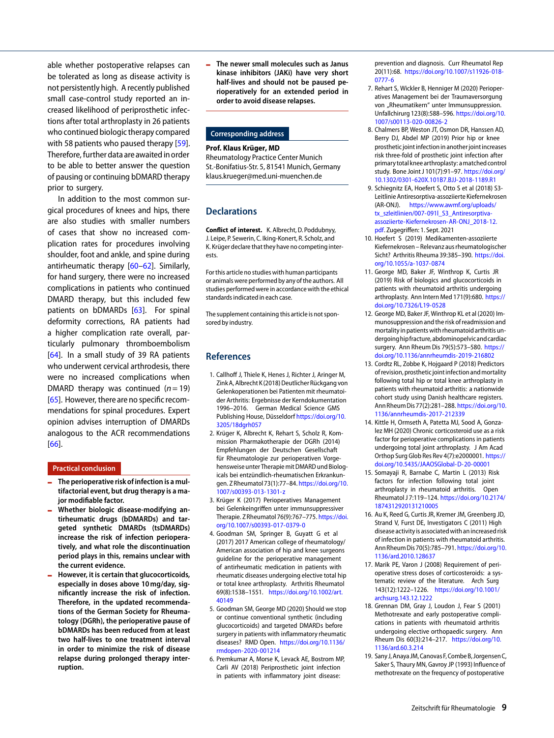able whether postoperative relapses can be tolerated as long as disease activity is not persistently high. A recently published small case-control study reported an increased likelihood of periprosthetic infections after total arthroplasty in 26 patients who continued biologic therapy compared with 58 patients who paused therapy [59]. Therefore, further data are awaited in order to be able to better answer the question of pausing or continuing bDMARD therapy prior to surgery.

In addition to the most common surgical procedures of knees and hips, there are also studies with smaller numbers of cases that show no increased complication rates for procedures involving shoulder, foot and ankle, and spine during antirheumatic therapy [60–62]. Similarly, for hand surgery, there were no increased complications in patients who continued DMARD therapy, but this included few patients on bDMARDs [63]. For spinal deformity corrections, RA patients had a higher complication rate overall, particularly pulmonary thromboembolism [64]. In a small study of 39 RA patients who underwent cervical arthrodesis, there were no increased complications when DMARD therapy was continued ($n = 19$) [65]. However, there are no specific recommendations for spinal procedures. Expert opinion advises interruption of DMARDs analogous to the ACR recommendations [66].

## Practical conclusion

- **The perioperative risk of infection is a multifactorial event, but drug therapy is a major modifiable factor.**
- **Whether biologic disease-modifying antirheumatic drugs (bDMARDs) and targeted synthetic DMARDs (tsDMARDs) increase the risk of infection perioperatively, and what role the discontinuation period plays in this, remains unclear with the current evidence.**
- **However, it is certain that glucocorticoids, especially in doses above 10 mg/day, significantly increase the risk of infection. Therefore, in the updated recommendations of the German Society for Rheumatology (DGRh), the perioperative pause of bDMARDs has been reduced from at least two half-lives to one treatment interval in order to minimize the risk of disease relapse during prolonged therapy interruption.**
- **The newer small molecules such as Janus kinase inhibitors (JAKi) have very short half-lives and should not be paused perioperatively for an extended period in order to avoid disease relapses.**

## Corresponding address

**Prof. Klaus Krüger, MD**
Rheumatology Practice Center Munich
St.-Bonifatius-Str. 5, 81541 Munich, Germany
klaus.krueger@med.uni-muenchen.de

## Declarations

**Conflict of interest.** K. Albrecht, D. Poddubnyy, J. Leipe, P. Sewerin, C. Iking-Konert, R. Scholz, and K. Krüger declare that they have no competing interests.

For this article no studies with human participants or animals were performed by any of the authors. All studies performed were in accordance with the ethical standards indicated in each case.

The supplement containing this article is not sponsored by industry.

## References

1. Callhoff J, Thiele K, Henes J, Richter J, Aringer M, Zink A, Albrecht K (2018) Deutlicher Rückgang von Gelenkoperationen bei Patienten mit rheumatoider Arthritis: Ergebnisse der Kerndokumentation 1996–2016. German Medical Science GMS Publishing House, Düsseldorf https://doi.org/10.3205/18dgrh057
2. Krüger K, Albrecht K, Rehart S, Scholz R, Kommission Pharmakotherapie der DGRh (2014) Empfehlungen der Deutschen Gesellschaft für Rheumatologie zur perioperativen Vorgehensweise unter Therapie mit DMARD und Biologicals bei entzündlich-rheumatischen Erkrankungen. Z Rheumatol 73(1):77–84. https://doi.org/10.1007/s00393-013-1301-z
3. Krüger K (2017) Perioperatives Management bei Gelenkeingriffen unter immunsuppressiver Therapie. Z Rheumatol 76(9):767–775. https://doi.org/10.1007/s00393-017-0379-0
4. Goodman SM, Springer B, Guyatt G et al (2017) 2017 American college of rheumatology/American association of hip and knee surgeons guideline for the perioperative management of antirheumatic medication in patients with rheumatic diseases undergoing elective total hip or total knee arthroplasty. Arthritis Rheumatol 69(8):1538–1551. https://doi.org/10.1002/art.40149
5. Goodman SM, George MD (2020) Should we stop or continue conventional synthetic (including glucocorticoids) and targeted DMARDs before surgery in patients with inflammatory rheumatic diseases? RMD Open. https://doi.org/10.1136/rmdopen-2020-001214
6. Premkumar A, Morse K, Levack AE, Bostrom MP, Carli AV (2018) Periprosthetic joint infection in patients with inflammatory joint disease: prevention and diagnosis. Curr Rheumatol Rep 20(11):68. https://doi.org/10.1007/s11926-018-0777-6
7. Rehart S, Wickler B, Henniger M (2020) Perioperatives Management bei der Traumaversorgung von „Rheumatikern" unter Immunsuppression. Unfallchirurg 123(8):588–596. https://doi.org/10.1007/s00113-020-00826-2
8. Chalmers BP, Weston TJ, Osmon DR, Hanssen AD, Berry DJ, Abdel MP (2019) Prior hip or knee prosthetic joint infection in another joint increases risk three-fold of prosthetic joint infection after primary total knee arthroplasty: a matched control study. Bone Joint J 101(7):91–97. https://doi.org/10.1302/0301-620X.101B7.BJJ-2018-1189.R1
9. Schiegnitz EA, Hoefert S, Otto S et al (2018) S3-Leitlinie Antiresorptiva-assoziierte Kiefernekrosen (AR-ONJ). https://www.awmf.org/uploads/tx_szleitlinien/007-091l_S3_Antiresorptiva-assoziierte-Kiefernekrosen-AR-ONJ_2018-12.pdf. Zugegriffen: 1. Sept. 2021
10. Hoefert S (2019) Medikamenten-assoziierte Kiefernekrosen – Relevanz aus rheumatologischer Sicht? Arthritis Rheuma 39:385–390. https://doi.org/10.1055/a-1037-0874
11. George MD, Baker JF, Winthrop K, Curtis JR (2019) Risk of biologics and glucocorticoids in patients with rheumatoid arthritis undergoing arthroplasty. Ann Intern Med 171(9):680. https://doi.org/10.7326/L19-0528
12. George MD, Baker JF, Winthrop KL et al (2020) Immunosuppression and the risk of readmission and mortality in patients with rheumatoid arthritis undergoing hip fracture, abdominopelvic and cardiac surgery. Ann Rheum Dis 79(5):573–580. https://doi.org/10.1136/annrheumdis-2019-216802
13. Cordtz RL, Zobbe K, Hojgaard P (2018) Predictors of revision, prosthetic joint infection and mortality following total hip or total knee arthroplasty in patients with rheumatoid arthritis: a nationwide cohort study using Danish healthcare registers. Ann Rheum Dis 77(2):281–288. https://doi.org/10.1136/annrheumdis-2017-212339
14. Kittle H, Ormseth A, Patetta MJ, Sood A, Gonzalez MH (2020) Chronic corticosteroid use as a risk factor for perioperative complications in patients undergoing total joint arthroplasty. J Am Acad Orthop Surg Glob Res Rev 4(7):e2000001. https://doi.org/10.5435/JAAOSGlobal-D-20-00001
15. Somayaji R, Barnabe C, Martin L (2013) Risk factors for infection following total joint arthroplasty in rheumatoid arthritis. Open Rheumatol J 7:119–124. https://doi.org/10.2174/1874312920131210005
16. Au K, Reed G, Curtis JR, Kremer JM, Greenberg JD, Strand V, Furst DE, Investigators C (2011) High disease activity is associated with an increased risk of infection in patients with rheumatoid arthritis. Ann Rheum Dis 70(5):785–791. https://doi.org/10.1136/ard.2010.128637
17. Marik PE, Varon J (2008) Requirement of perioperative stress doses of corticosteroids: a systematic review of the literature. Arch Surg 143(12):1222–1226. https://doi.org/10.1001/archsurg.143.12.1222
18. Grennan DM, Gray J, Loudon J, Fear S (2001) Methotrexate and early postoperative complications in patients with rheumatoid arthritis undergoing elective orthopaedic surgery. Ann Rheum Dis 60(3):214–217. https://doi.org/10.1136/ard.60.3.214
19. Sany J, Anaya JM, Canovas F, Combe B, Jorgensen C, Saker S, Thaury MN, Gavroy JP (1993) Influence of methotrexate on the frequency of postoperative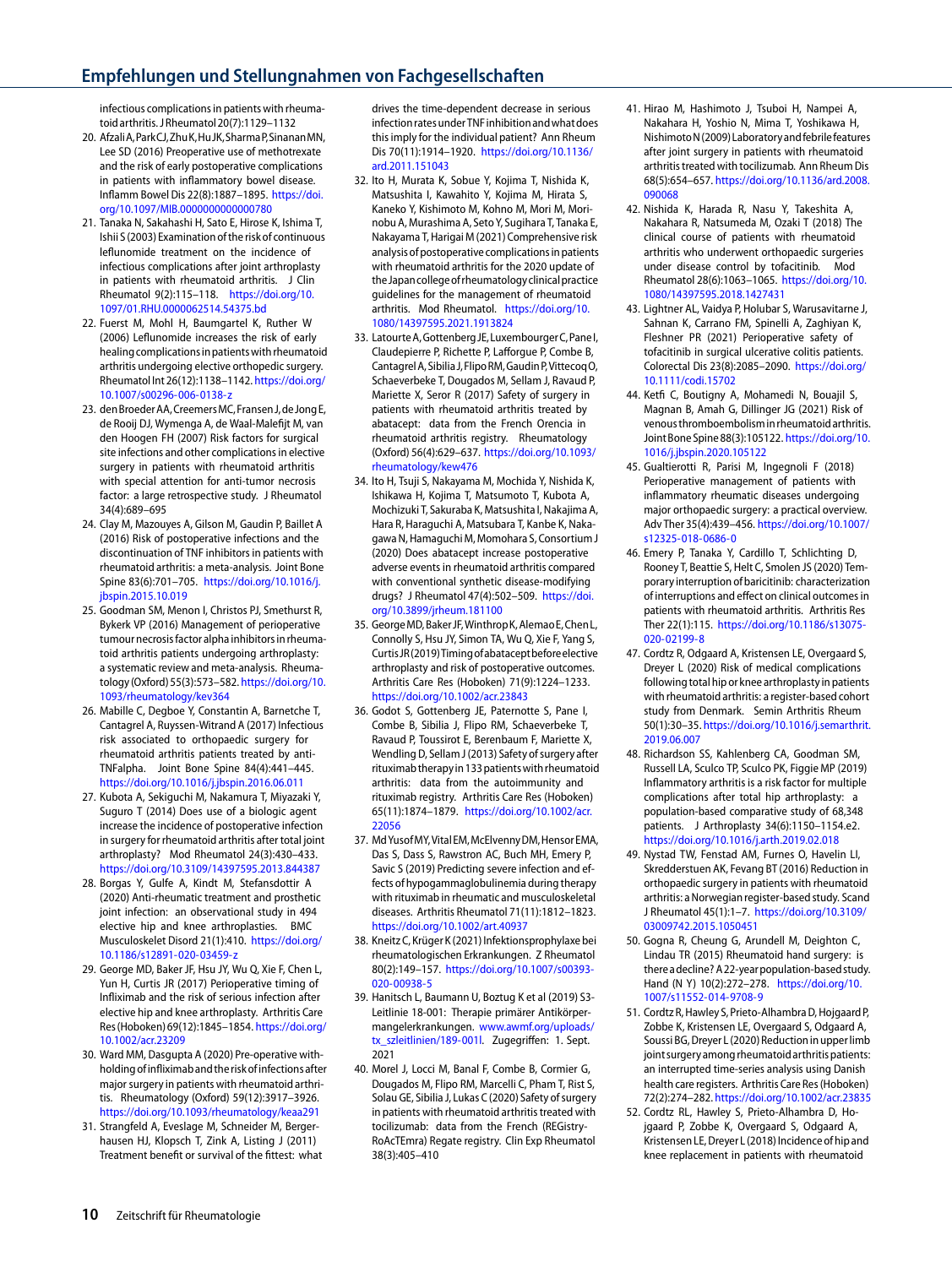infectious complications in patients with rheumatoid arthritis. J Rheumatol 20(7):1129–1132

20. Afzali A, Park CJ, Zhu K, Hu JK, Sharma P, Sinanan MN, Lee SD (2016) Preoperative use of methotrexate and the risk of early postoperative complications in patients with inflammatory bowel disease. Inflamm Bowel Dis 22(8):1887–1895. https://doi.org/10.1097/MIB.0000000000000780
21. Tanaka N, Sakahashi H, Sato E, Hirose K, Ishima T, Ishii S (2003) Examination of the risk of continuous leflunomide treatment on the incidence of infectious complications after joint arthroplasty in patients with rheumatoid arthritis. J Clin Rheumatol 9(2):115–118. https://doi.org/10.1097/01.RHU.0000062514.54375.bd
22. Fuerst M, Mohl H, Baumgartel K, Ruther W (2006) Leflunomide increases the risk of early healing complications in patients with rheumatoid arthritis undergoing elective orthopedic surgery. Rheumatol Int 26(12):1138–1142. https://doi.org/10.1007/s00296-006-0138-z
23. den Broeder AA, Creemers MC, Fransen J, de Jong E, de Rooij DJ, Wymenga A, de Waal-Malefijt M, van den Hoogen FH (2007) Risk factors for surgical site infections and other complications in elective surgery in patients with rheumatoid arthritis with special attention for anti-tumor necrosis factor: a large retrospective study. J Rheumatol 34(4):689–695
24. Clay M, Mazouyes A, Gilson M, Gaudin P, Baillet A (2016) Risk of postoperative infections and the discontinuation of TNF inhibitors in patients with rheumatoid arthritis: a meta-analysis. Joint Bone Spine 83(6):701–705. https://doi.org/10.1016/j.jbspin.2015.10.019
25. Goodman SM, Menon I, Christos PJ, Smethurst R, Bykerk VP (2016) Management of perioperative tumour necrosis factor alpha inhibitors in rheumatoid arthritis patients undergoing arthroplasty: a systematic review and meta-analysis. Rheumatology (Oxford) 55(3):573–582. https://doi.org/10.1093/rheumatology/kev364
26. Mabille C, Degboe Y, Constantin A, Barnetche T, Cantagrel A, Ruyssen-Witrand A (2017) Infectious risk associated to orthopedic surgery for rheumatoid arthritis patients treated by anti-TNFalpha. Joint Bone Spine 84(4):441–445. https://doi.org/10.1016/j.jbspin.2016.06.011
27. Kubota A, Sekiguchi M, Nakamura T, Miyazaki Y, Suguro T (2014) Does use of a biologic agent increase the incidence of postoperative infection in surgery for rheumatoid arthritis after total joint arthroplasty? Mod Rheumatol 24(3):430–433. https://doi.org/10.3109/14397595.2013.844387
28. Borgas Y, Gulfe A, Kindt M, Stefansdottir A (2020) Anti-rheumatic treatment and prosthetic joint infection: an observational study in 494 elective hip and knee arthroplasties. BMC Musculoskelet Disord 21(1):410. https://doi.org/10.1186/s12891-020-03459-z
29. George MD, Baker JF, Hsu JY, Wu Q, Xie F, Chen L, Yun H, Curtis JR (2017) Perioperative timing of Infliximab and the risk of serious infection after elective hip and knee arthroplasty. Arthritis Care Res (Hoboken) 69(12):1845–1854. https://doi.org/10.1002/acr.23209
30. Ward MM, Dasgupta A (2020) Pre-operative withholding of infliximab and the risk of infections after major surgery in patients with rheumatoid arthritis. Rheumatology (Oxford) 59(12):3917–3926. https://doi.org/10.1093/rheumatology/keaa291
31. Strangfeld A, Eveslage M, Schneider M, Bergerhausen HJ, Klopsch T, Zink A, Listing J (2011) Treatment benefit or survival of the fittest: what drives the time-dependent decrease in serious infection rates under TNF inhibition and what does this imply for the individual patient? Ann Rheum Dis 70(11):1914–1920. https://doi.org/10.1136/ard.2011.151043
32. Ito H, Murata K, Sobue Y, Kojima T, Nishida K, Matsushita I, Kawahito Y, Kojima M, Hirata S, Kaneko Y, Kishimoto M, Kohno M, Mori M, Morinobu A, Murashima A, Seto Y, Sugihara T, Tanaka E, Nakayama T, Harigai M (2021) Comprehensive risk analysis of postoperative complications in patients with rheumatoid arthritis for the 2020 update of the Japan college of rheumatology clinical practice guidelines for the management of rheumatoid arthritis. Mod Rheumatol. https://doi.org/10.1080/14397595.2021.1913824
33. Latourte A, Gottenberg JE, Luxembourger C, Pane I, Claudepierre P, Richette P, Lafforgue P, Combe B, Cantagrel A, Sibilia J, Flipo RM, Gaudin P, Vittecoq O, Schaeverbeke T, Dougados M, Sellam J, Ravaud P, Mariette X, Seror R (2017) Safety of surgery in patients with rheumatoid arthritis treated by abatacept: data from the French Orencia in rheumatoid arthritis registry. Rheumatology (Oxford) 56(4):629–637. https://doi.org/10.1093/rheumatology/kew476
34. Ito H, Tsuji S, Nakayama M, Mochida Y, Nishida K, Ishikawa H, Kojima T, Matsumoto T, Kubota A, Mochizuki T, Sakuraba K, Matsushita I, Nakajima A, Hara R, Haraguchi A, Matsubara T, Kanbe K, Nakagawa N, Hamaguchi M, Momohara S, Consortium J (2020) Does abatacept increase postoperative adverse events in rheumatoid arthritis compared with conventional synthetic disease-modifying drugs? J Rheumatol 47(4):502–509. https://doi.org/10.3899/jrheum.181100
35. George MD, Baker JF, Winthrop K, Alemao E, Chen L, Connolly S, Hsu JY, Simon TA, Wu Q, Xie F, Yang S, Curtis JR (2019) Timing of abatacept before elective arthroplasty and risk of postoperative outcomes. Arthritis Care Res (Hoboken) 71(9):1224–1233. https://doi.org/10.1002/acr.23843
36. Godot S, Gottenberg JE, Paternotte S, Pane I, Combe B, Sibilia J, Flipo RM, Schaeverbeke T, Ravaud P, Toussirot E, Berenbaum F, Mariette X, Wendling D, Sellam J (2013) Safety of surgery after rituximab therapy in 133 patients with rheumatoid arthritis: data from the autoimmunity and rituximab registry. Arthritis Care Res (Hoboken) 65(11):1874–1879. https://doi.org/10.1002/acr.22056
37. Md Yusof MY, Vital EM, McElvenny DM, Hensor EMA, Das S, Dass S, Rawstron AC, Buch MH, Emery P, Savic S (2019) Predicting severe infection and effects of hypogammaglobulinemia during therapy with rituximab in rheumatic and musculoskeletal diseases. Arthritis Rheumatol 71(11):1812–1823. https://doi.org/10.1002/art.40937
38. Kneitz C, Krüger K (2021) Infektionsprophylaxe bei rheumatologischen Erkrankungen. Z Rheumatol 80(2):149–157. https://doi.org/10.1007/s00393-020-00938-5
39. Hanitsch L, Baumann U, Boztug K et al (2019) S3-Leitlinie 18-001: Therapie primärer Antikörpermangelerkrankungen. www.awmf.org/uploads/tx_szleitlinien/189-001l. Zugegriffen: 1. Sept. 2021
40. Morel J, Locci M, Banal F, Combe B, Cormier G, Dougados M, Flipo RM, Marcelli C, Pham T, Rist S, Solau GE, Sibilia J, Lukas C (2020) Safety of surgery in patients with rheumatoid arthritis treated with tocilizumab: data from the French (REGistry-RoAcTEmra) Regate registry. Clin Exp Rheumatol 38(3):405–410
41. Hirao M, Hashimoto J, Tsuboi H, Nampei A, Nakahara H, Yoshio N, Mima T, Yoshikawa H, Nishimoto N (2009) Laboratory and febrile features after joint surgery in patients with rheumatoid arthritis treated with tocilizumab. Ann Rheum Dis 68(5):654–657. https://doi.org/10.1136/ard.2008.090068
42. Nishida K, Harada R, Nasu Y, Takeshita A, Nakahara R, Natsumeda M, Ozaki T (2018) The clinical course of patients with rheumatoid arthritis who underwent orthopaedic surgeries under disease control by tofacitinib. Mod Rheumatol 28(6):1063–1065. https://doi.org/10.1080/14397595.2018.1427431
43. Lightner AL, Vaidya P, Holubar S, Warusavitarne J, Sahnan K, Carrano FM, Spinelli A, Zaghiyan K, Fleshner PR (2021) Perioperative safety of tofacitinib in surgical ulcerative colitis patients. Colorectal Dis 23(8):2085–2090. https://doi.org/10.1111/codi.15702
44. Ketfi C, Boutigny A, Mohamedi N, Bouajil S, Magnan B, Amah G, Dillinger JG (2021) Risk of venous thromboembolism in rheumatoid arthritis. Joint Bone Spine 88(3):105122. https://doi.org/10.1016/j.jbspin.2020.105122
45. Gualtierotti R, Parisi M, Ingegnoli F (2018) Perioperative management of patients with inflammatory rheumatic diseases undergoing major orthopaedic surgery: a practical overview. Adv Ther 35(4):439–456. https://doi.org/10.1007/s12325-018-0686-0
46. Emery P, Tanaka Y, Cardillo T, Schlichting D, Rooney T, Beattie S, Helt C, Smolen JS (2020) Temporary interruption of baricitinib: characterization of interruptions and effect on clinical outcomes in patients with rheumatoid arthritis. Arthritis Res Ther 22(1):115. https://doi.org/10.1186/s13075-020-02199-8
47. Cordtz R, Odgaard A, Kristensen LE, Overgaard S, Dreyer L (2020) Risk of medical complications following total hip or knee arthroplasty in patients with rheumatoid arthritis: a register-based cohort study from Denmark. Semin Arthritis Rheum 50(1):30–35. https://doi.org/10.1016/j.semarthrit.2019.06.007
48. Richardson SS, Kahlenberg CA, Goodman SM, Russell LA, Sculco TP, Sculco PK, Figgie MP (2019) Inflammatory arthritis is a risk factor for multiple complications after total hip arthroplasty: a population-based comparative study of 68,348 patients. J Arthroplasty 34(6):1150–1154.e2. https://doi.org/10.1016/j.arth.2019.02.018
49. Nystad TW, Fenstad AM, Furnes O, Havelin LI, Skredderstuen AK, Fevang BT (2016) Reduction in orthopaedic surgery in patients with rheumatoid arthritis: a Norwegian register-based study. Scand J Rheumatol 45(1):1–7. https://doi.org/10.3109/03009742.2015.1050451
50. Gogna R, Cheung G, Arundell M, Deighton C, Lindau TR (2015) Rheumatoid hand surgery: is there a decline? A 22-year population-based study. Hand (N Y) 10(2):272–278. https://doi.org/10.1007/s11552-014-9708-9
51. Cordtz R, Hawley S, Prieto-Alhambra D, Hojgaard P, Zobbe K, Kristensen LE, Overgaard S, Odgaard A, Soussi BG, Dreyer L (2020) Reduction in upper limb joint surgery among rheumatoid arthritis patients: an interrupted time-series analysis using Danish health care registers. Arthritis Care Res (Hoboken) 72(2):274–282. https://doi.org/10.1002/acr.23835
52. Cordtz RL, Hawley S, Prieto-Alhambra D, Hojgaard P, Zobbe K, Overgaard S, Odgaard A, Kristensen LE, Dreyer L (2018) Incidence of hip and knee replacement in patients with rheumatoid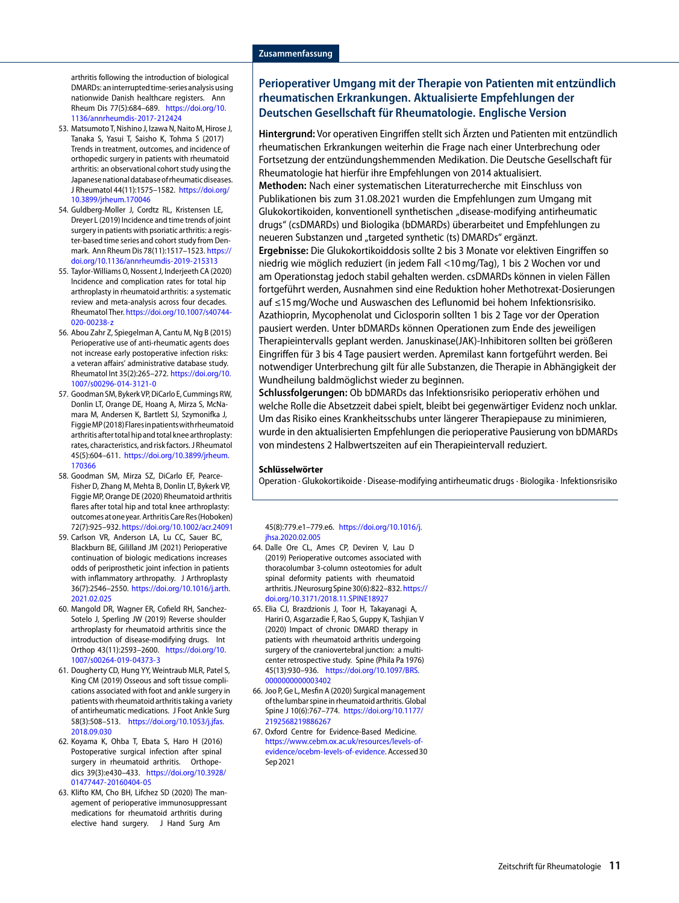arthritis following the introduction of biological DMARDs: an interrupted time-series analysis using nationwide Danish healthcare registers. Ann Rheum Dis 77(5):684–689. https://doi.org/10.1136/annrheumdis-2017-212424

53. Matsumoto T, Nishino J, Izawa N, Naito M, Hirose J, Tanaka S, Yasui T, Saisho K, Tohma S (2017) Trends in treatment, outcomes, and incidence of orthopedic surgery in patients with rheumatoid arthritis: an observational cohort study using the Japanese national database of rheumatic diseases. J Rheumatol 44(11):1575–1582. https://doi.org/10.3899/jrheum.170046
54. Guldberg-Moller J, Cordtz RL, Kristensen LE, Dreyer L (2019) Incidence and time trends of joint surgery in patients with psoriatic arthritis: a register-based time series and cohort study from Denmark. Ann Rheum Dis 78(11):1517–1523. https://doi.org/10.1136/annrheumdis-2019-215313
55. Taylor-Williams O, Nossent J, Inderjeeth CA (2020) Incidence and complication rates for total hip arthroplasty in rheumatoid arthritis: a systematic review and meta-analysis across four decades. Rheumatol Ther. https://doi.org/10.1007/s40744-020-00238-z
56. Abou Zahr Z, Spiegelman A, Cantu M, Ng B (2015) Perioperative use of anti-rheumatic agents does not increase early postoperative infection risks: a veteran affairs' administrative database study. Rheumatol Int 35(2):265–272. https://doi.org/10.1007/s00296-014-3121-0
57. Goodman SM, Bykerk VP, DiCarlo E, Cummings RW, Donlin LT, Orange DE, Hoang A, Mirza S, McNamara M, Andersen K, Bartlett SJ, Szymonifka J, Figgie MP (2018) Flares in patients with rheumatoid arthritis after total hip and total knee arthroplasty: rates, characteristics, and risk factors. J Rheumatol 45(5):604–611. https://doi.org/10.3899/jrheum.170366
58. Goodman SM, Mirza SZ, DiCarlo EF, Pearce-Fisher D, Zhang M, Mehta B, Donlin LT, Bykerk VP, Figgie MP, Orange DE (2020) Rheumatoid arthritis flares after total hip and total knee arthroplasty: outcomes at one year. Arthritis Care Res (Hoboken) 72(7):925–932. https://doi.org/10.1002/acr.24091
59. Carlson VR, Anderson LA, Lu CC, Sauer BC, Blackburn BE, Gililland JM (2021) Perioperative continuation of biologic medications increases odds of periprosthetic joint infection in patients with inflammatory arthropathy. J Arthroplasty 36(7):2546–2550. https://doi.org/10.1016/j.arth.2021.02.025
60. Mangold DR, Wagner ER, Cofield RH, Sanchez-Sotelo J, Sperling JW (2019) Reverse shoulder arthroplasty for rheumatoid arthritis since the introduction of disease-modifying drugs. Int Orthop 43(11):2593–2600. https://doi.org/10.1007/s00264-019-04373-3
61. Dougherty CD, Hung YY, Weintraub MLR, Patel S, King CM (2019) Osseous and soft tissue complications associated with foot and ankle surgery in patients with rheumatoid arthritis taking a variety of antirheumatic medications. J Foot Ankle Surg 58(3):508–513. https://doi.org/10.1053/j.jfas.2018.09.030
62. Koyama K, Ohba T, Ebata S, Haro H (2016) Postoperative surgical infection after spinal surgery in rheumatoid arthritis. Orthopedics 39(3):e430–433. https://doi.org/10.3928/01477447-20160404-05
63. Klifto KM, Cho BH, Lifchez SD (2020) The management of perioperative immunosuppressant medications for rheumatoid arthritis during elective hand surgery. J Hand Surg Am 45(8):779.e1–779.e6. https://doi.org/10.1016/j.jhsa.2020.02.005
64. Dalle Ore CL, Ames CP, Deviren V, Lau D (2019) Perioperative outcomes associated with thoracolumbar 3-column osteotomies for adult spinal deformity patients with rheumatoid arthritis. J Neurosurg Spine 30(6):822–832. https://doi.org/10.3171/2018.11.SPINE18927
65. Elia CJ, Brazdzionis J, Toor H, Takayanagi A, Hariri O, Asgarzadie F, Rao S, Guppy K, Tashjian V (2020) Impact of chronic DMARD therapy in patients with rheumatoid arthritis undergoing surgery of the craniovertebral junction: a multicenter retrospective study. Spine (Phila Pa 1976) 45(13):930–936. https://doi.org/10.1097/BRS.0000000000003402
66. Joo P, Ge L, Mesfin A (2020) Surgical management of the lumbar spine in rheumatoid arthritis. Global Spine J 10(6):767–774. https://doi.org/10.1177/2192568219886267
67. Oxford Centre for Evidence-Based Medicine. https://www.cebm.ox.ac.uk/resources/levels-of-evidence/ocebm-levels-of-evidence. Accessed 30 Sep 2021

## Zusammenfassung

### Perioperativer Umgang mit der Therapie von Patienten mit entzündlich rheumatischen Erkrankungen. Aktualisierte Empfehlungen der Deutschen Gesellschaft für Rheumatologie. Englische Version

**Hintergrund:** Vor operativen Eingriffen stellt sich Ärzten und Patienten mit entzündlich rheumatischen Erkrankungen weiterhin die Frage nach einer Unterbrechung oder Fortsetzung der entzündungshemmenden Medikation. Die Deutsche Gesellschaft für Rheumatologie hat hierfür ihre Empfehlungen von 2014 aktualisiert.

**Methoden:** Nach einer systematischen Literaturrecherche mit Einschluss von Publikationen bis zum 31.08.2021 wurden die Empfehlungen zum Umgang mit Glukokortikoiden, konventionell synthetischen „disease-modifying antirheumatic drugs" (csDMARDs) und Biologika (bDMARDs) überarbeitet und Empfehlungen zu neueren Substanzen und „targeted synthetic (ts) DMARDs" ergänzt.

**Ergebnisse:** Die Glukokortikoiddosis sollte 2 bis 3 Monate vor elektiven Eingriffen so niedrig wie möglich reduziert (in jedem Fall <10 mg/Tag), 1 bis 2 Wochen vor und am Operationstag jedoch stabil gehalten werden. csDMARDs können in vielen Fällen fortgeführt werden, Ausnahmen sind eine Reduktion hoher Methotrexat-Dosierungen auf ≤15 mg/Woche und Auswaschen des Leflunomid bei hohem Infektionsrisiko. Azathioprin, Mycophenolat und Ciclosporin sollten 1 bis 2 Tage vor der Operation pausiert werden. Unter bDMARDs können Operationen zum Ende des jeweiligen Therapieintervalls geplant werden. Januskinase(JAK)-Inhibitoren sollten bei größeren Eingriffen für 3 bis 4 Tage pausiert werden. Apremilast kann fortgeführt werden. Bei notwendiger Unterbrechung gilt für alle Substanzen, die Therapie in Abhängigkeit der Wundheilung baldmöglichst wieder zu beginnen.

**Schlussfolgerungen:** Ob bDMARDs das Infektionsrisiko perioperativ erhöhen und welche Rolle die Absetzzeit dabei spielt, bleibt bei gegenwärtiger Evidenz noch unklar. Um das Risiko eines Krankheitsschubs unter längerer Therapiepause zu minimieren, wurde in den aktualisierten Empfehlungen die perioperative Pausierung von bDMARDs von mindestens 2 Halbwertszeiten auf ein Therapieintervall reduziert.

**Schlüsselwörter**

Operation · Glukokortikoide · Disease-modifying antirheumatic drugs · Biologika · Infektionsrisiko